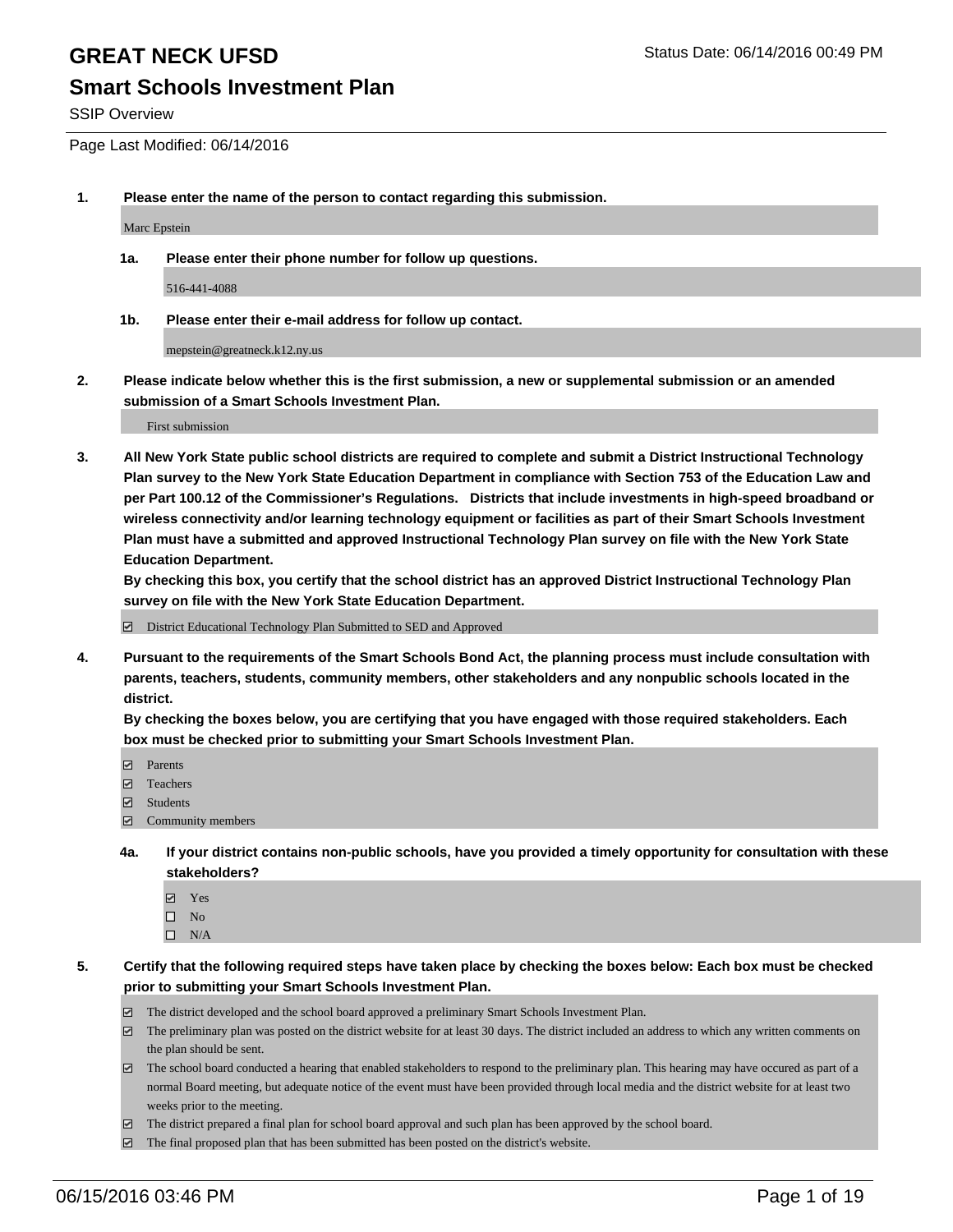# GREAT NECK UFSD

Status Date: 06/14/2016 00:49 PM

## Smart Schools Investment Plan

SSIP Overview

Page Last Modified: 06/14/2016

**1. Please enter the name of the person to contact regarding this submission.**

Marc Epstein

**1a. Please enter their phone number for follow up questions.**

516-441-4088

**1b. Please enter their e-mail address for follow up contact.**

mepstein@greatneck.k12.ny.us

**2. Please indicate below whether this is the first submission, a new or supplemental submission or an amended submission of a Smart Schools Investment Plan.**

First submission

**3. All New York State public school districts are required to complete and submit a District Instructional Technology Plan survey to the New York State Education Department in compliance with Section 753 of the Education Law and per Part 100.12 of the Commissioner's Regulations. Districts that include investments in high-speed broadband or wireless connectivity and/or learning technology equipment or facilities as part of their Smart Schools Investment Plan must have a submitted and approved Instructional Technology Plan survey on file with the New York State Education Department.**
**By checking this box, you certify that the school district has an approved District Instructional Technology Plan survey on file with the New York State Education Department.**

- [x] District Educational Technology Plan Submitted to SED and Approved

**4. Pursuant to the requirements of the Smart Schools Bond Act, the planning process must include consultation with parents, teachers, students, community members, other stakeholders and any nonpublic schools located in the district.**
**By checking the boxes below, you are certifying that you have engaged with those required stakeholders. Each box must be checked prior to submitting your Smart Schools Investment Plan.**

- [x] Parents
- [x] Teachers
- [x] Students
- [x] Community members

**4a. If your district contains non-public schools, have you provided a timely opportunity for consultation with these stakeholders?**

- [x] Yes
- [ ] No
- [ ] N/A

**5. Certify that the following required steps have taken place by checking the boxes below: Each box must be checked prior to submitting your Smart Schools Investment Plan.**

- [x] The district developed and the school board approved a preliminary Smart Schools Investment Plan.
- [x] The preliminary plan was posted on the district website for at least 30 days. The district included an address to which any written comments on the plan should be sent.
- [x] The school board conducted a hearing that enabled stakeholders to respond to the preliminary plan. This hearing may have occured as part of a normal Board meeting, but adequate notice of the event must have been provided through local media and the district website for at least two weeks prior to the meeting.
- [x] The district prepared a final plan for school board approval and such plan has been approved by the school board.
- [x] The final proposed plan that has been submitted has been posted on the district's website.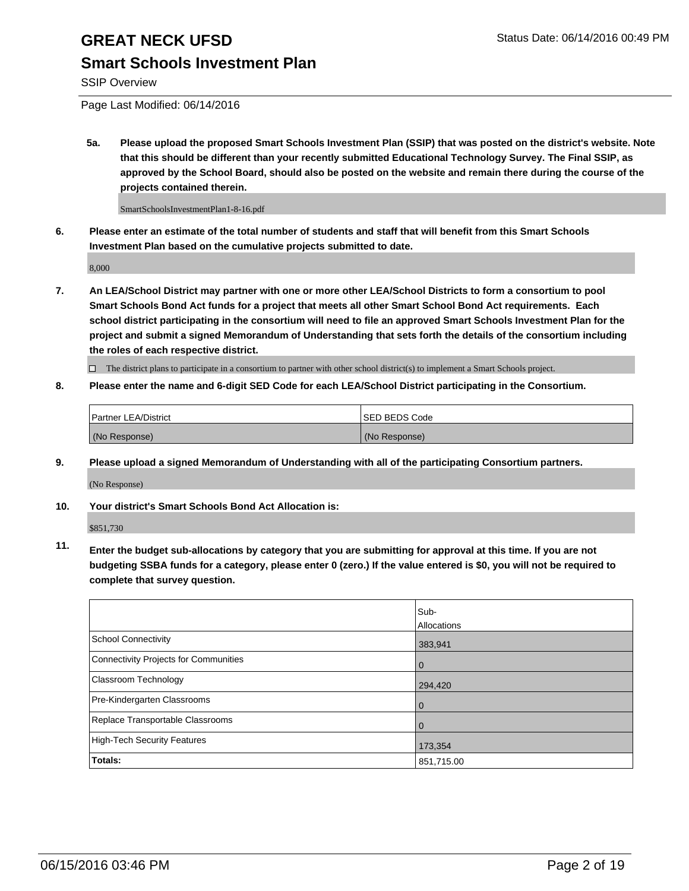# GREAT NECK UFSD

## Smart Schools Investment Plan

SSIP Overview

Page Last Modified: 06/14/2016

**5a. Please upload the proposed Smart Schools Investment Plan (SSIP) that was posted on the district's website. Note that this should be different than your recently submitted Educational Technology Survey. The Final SSIP, as approved by the School Board, should also be posted on the website and remain there during the course of the projects contained therein.**

SmartSchoolsInvestmentPlan1-8-16.pdf

**6. Please enter an estimate of the total number of students and staff that will benefit from this Smart Schools Investment Plan based on the cumulative projects submitted to date.**

8,000

**7. An LEA/School District may partner with one or more other LEA/School Districts to form a consortium to pool Smart Schools Bond Act funds for a project that meets all other Smart School Bond Act requirements. Each school district participating in the consortium will need to file an approved Smart Schools Investment Plan for the project and submit a signed Memorandum of Understanding that sets forth the details of the consortium including the roles of each respective district.**

☐ The district plans to participate in a consortium to partner with other school district(s) to implement a Smart Schools project.

**8. Please enter the name and 6-digit SED Code for each LEA/School District participating in the Consortium.**

| Partner LEA/District | SED BEDS Code |
|---|---|
| (No Response) | (No Response) |

**9. Please upload a signed Memorandum of Understanding with all of the participating Consortium partners.**

(No Response)

**10. Your district's Smart Schools Bond Act Allocation is:**

$851,730

**11. Enter the budget sub-allocations by category that you are submitting for approval at this time. If you are not budgeting SSBA funds for a category, please enter 0 (zero.) If the value entered is $0, you will not be required to complete that survey question.**

| | Sub-Allocations |
|---|---|
| School Connectivity | 383,941 |
| Connectivity Projects for Communities | 0 |
| Classroom Technology | 294,420 |
| Pre-Kindergarten Classrooms | 0 |
| Replace Transportable Classrooms | 0 |
| High-Tech Security Features | 173,354 |
| **Totals:** | 851,715.00 |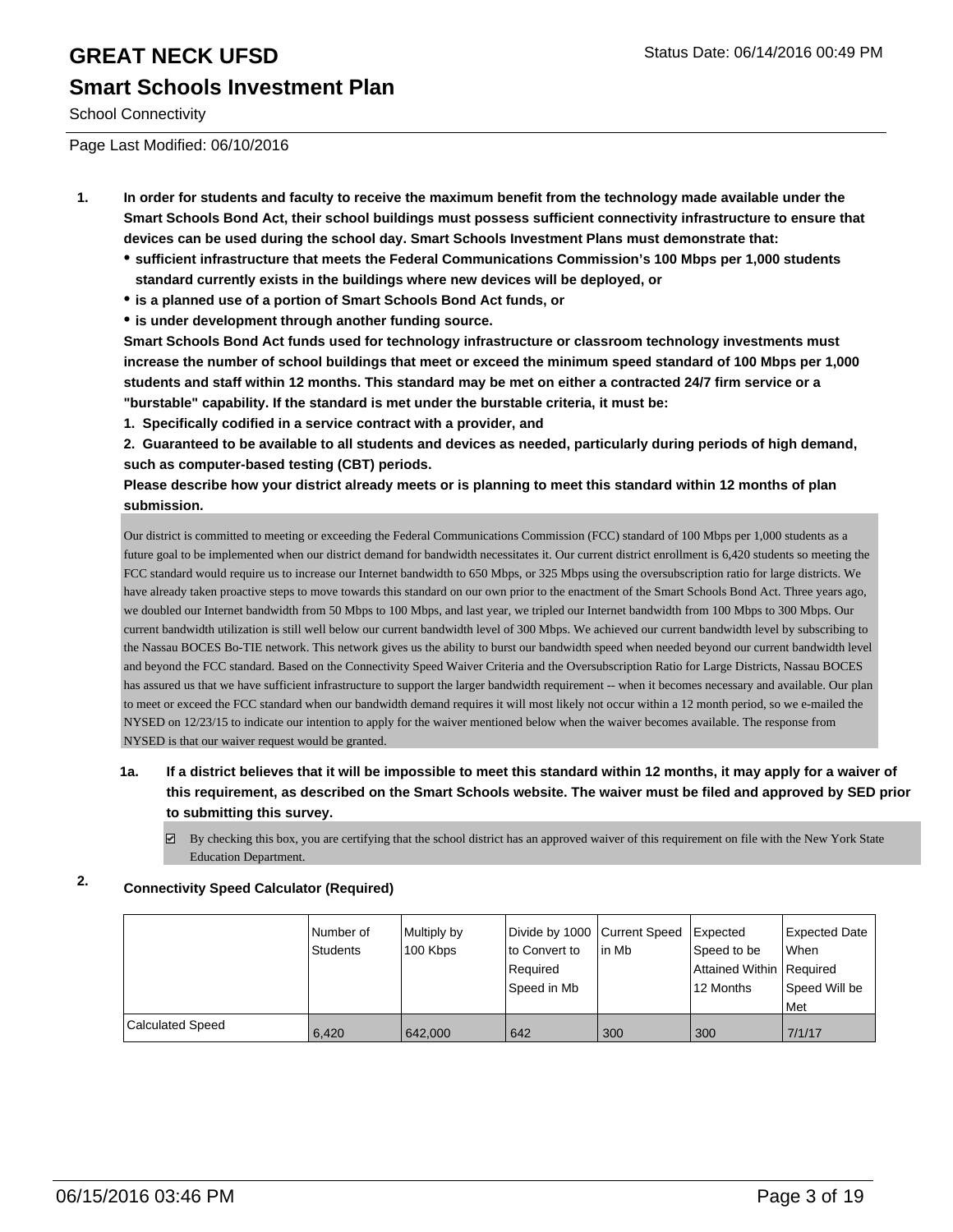# GREAT NECK UFSD

## Smart Schools Investment Plan

School Connectivity

Page Last Modified: 06/10/2016

1. **In order for students and faculty to receive the maximum benefit from the technology made available under the Smart Schools Bond Act, their school buildings must possess sufficient connectivity infrastructure to ensure that devices can be used during the school day. Smart Schools Investment Plans must demonstrate that:**
   - **sufficient infrastructure that meets the Federal Communications Commission's 100 Mbps per 1,000 students standard currently exists in the buildings where new devices will be deployed, or**
   - **is a planned use of a portion of Smart Schools Bond Act funds, or**
   - **is under development through another funding source.**

   **Smart Schools Bond Act funds used for technology infrastructure or classroom technology investments must increase the number of school buildings that meet or exceed the minimum speed standard of 100 Mbps per 1,000 students and staff within 12 months. This standard may be met on either a contracted 24/7 firm service or a "burstable" capability. If the standard is met under the burstable criteria, it must be:**

   **1. Specifically codified in a service contract with a provider, and**

   **2. Guaranteed to be available to all students and devices as needed, particularly during periods of high demand, such as computer-based testing (CBT) periods.**

   **Please describe how your district already meets or is planning to meet this standard within 12 months of plan submission.**

   Our district is committed to meeting or exceeding the Federal Communications Commission (FCC) standard of 100 Mbps per 1,000 students as a future goal to be implemented when our district demand for bandwidth necessitates it. Our current district enrollment is 6,420 students so meeting the FCC standard would require us to increase our Internet bandwidth to 650 Mbps, or 325 Mbps using the oversubscription ratio for large districts. We have already taken proactive steps to move towards this standard on our own prior to the enactment of the Smart Schools Bond Act. Three years ago, we doubled our Internet bandwidth from 50 Mbps to 100 Mbps, and last year, we tripled our Internet bandwidth from 100 Mbps to 300 Mbps. Our current bandwidth utilization is still well below our current bandwidth level of 300 Mbps. We achieved our current bandwidth level by subscribing to the Nassau BOCES Bo-TIE network. This network gives us the ability to burst our bandwidth speed when needed beyond our current bandwidth level and beyond the FCC standard. Based on the Connectivity Speed Waiver Criteria and the Oversubscription Ratio for Large Districts, Nassau BOCES has assured us that we have sufficient infrastructure to support the larger bandwidth requirement -- when it becomes necessary and available. Our plan to meet or exceed the FCC standard when our bandwidth demand requires it will most likely not occur within a 12 month period, so we e-mailed the NYSED on 12/23/15 to indicate our intention to apply for the waiver mentioned below when the waiver becomes available. The response from NYSED is that our waiver request would be granted.

   1a. **If a district believes that it will be impossible to meet this standard within 12 months, it may apply for a waiver of this requirement, as described on the Smart Schools website. The waiver must be filed and approved by SED prior to submitting this survey.**

   ☑ By checking this box, you are certifying that the school district has an approved waiver of this requirement on file with the New York State Education Department.

2. **Connectivity Speed Calculator (Required)**

| | Number of Students | Multiply by 100 Kbps | Divide by 1000 to Convert to Required Speed in Mb | Current Speed in Mb | Expected Speed to be Attained Within 12 Months | Expected Date When Required Speed Will be Met |
|---|---|---|---|---|---|---|
| Calculated Speed | 6,420 | 642,000 | 642 | 300 | 300 | 7/1/17 |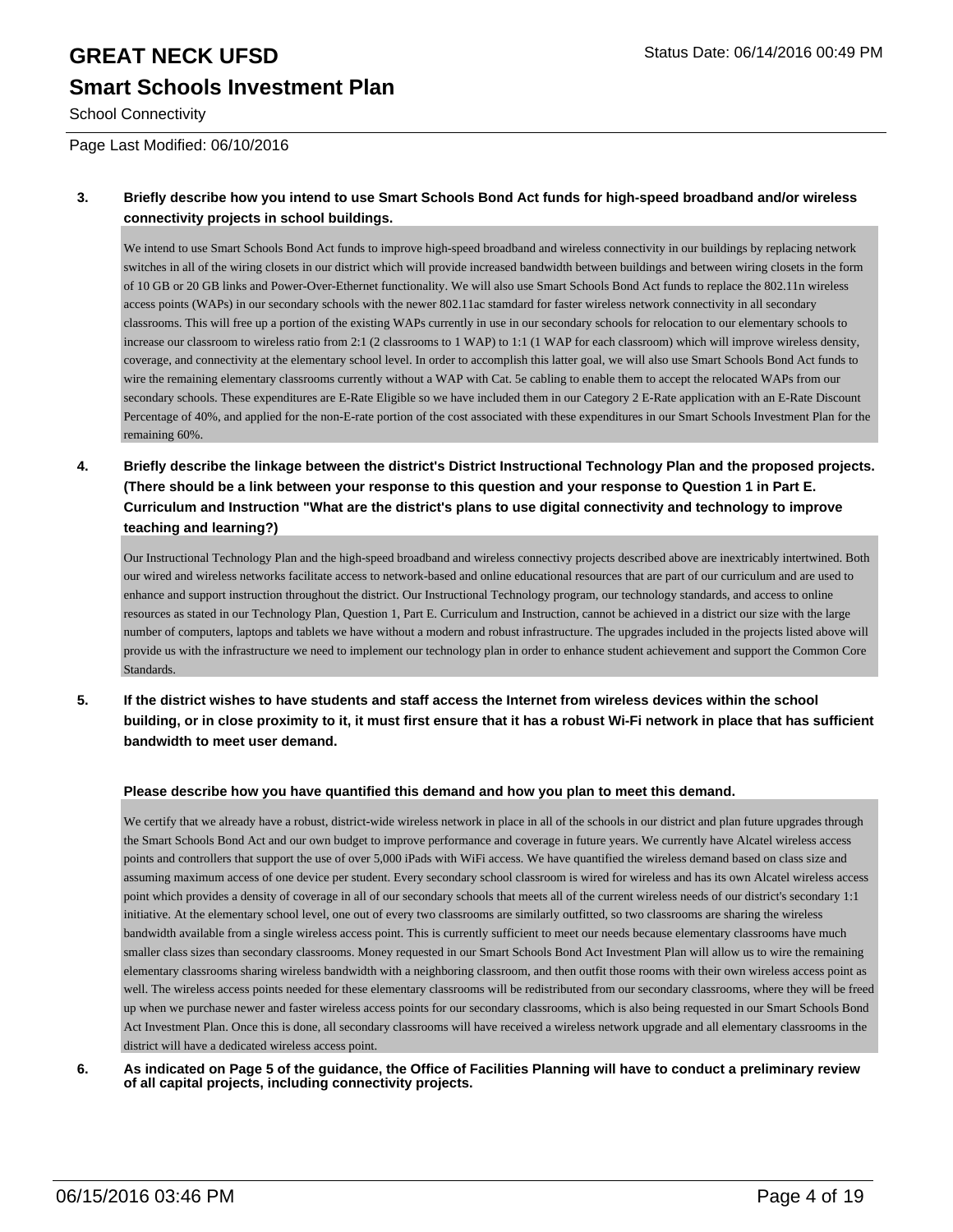**3. Briefly describe how you intend to use Smart Schools Bond Act funds for high-speed broadband and/or wireless connectivity projects in school buildings.**

We intend to use Smart Schools Bond Act funds to improve high-speed broadband and wireless connectivity in our buildings by replacing network switches in all of the wiring closets in our district which will provide increased bandwidth between buildings and between wiring closets in the form of 10 GB or 20 GB links and Power-Over-Ethernet functionality. We will also use Smart Schools Bond Act funds to replace the 802.11n wireless access points (WAPs) in our secondary schools with the newer 802.11ac stamdard for faster wireless network connectivity in all secondary classrooms. This will free up a portion of the existing WAPs currently in use in our secondary schools for relocation to our elementary schools to increase our classroom to wireless ratio from 2:1 (2 classrooms to 1 WAP) to 1:1 (1 WAP for each classroom) which will improve wireless density, coverage, and connectivity at the elementary school level. In order to accomplish this latter goal, we will also use Smart Schools Bond Act funds to wire the remaining elementary classrooms currently without a WAP with Cat. 5e cabling to enable them to accept the relocated WAPs from our secondary schools. These expenditures are E-Rate Eligible so we have included them in our Category 2 E-Rate application with an E-Rate Discount Percentage of 40%, and applied for the non-E-rate portion of the cost associated with these expenditures in our Smart Schools Investment Plan for the remaining 60%.

**4. Briefly describe the linkage between the district's District Instructional Technology Plan and the proposed projects. (There should be a link between your response to this question and your response to Question 1 in Part E. Curriculum and Instruction "What are the district's plans to use digital connectivity and technology to improve teaching and learning?)**

Our Instructional Technology Plan and the high-speed broadband and wireless connectivy projects described above are inextricably intertwined. Both our wired and wireless networks facilitate access to network-based and online educational resources that are part of our curriculum and are used to enhance and support instruction throughout the district. Our Instructional Technology program, our technology standards, and access to online resources as stated in our Technology Plan, Question 1, Part E. Curriculum and Instruction, cannot be achieved in a district our size with the large number of computers, laptops and tablets we have without a modern and robust infrastructure. The upgrades included in the projects listed above will provide us with the infrastructure we need to implement our technology plan in order to enhance student achievement and support the Common Core Standards.

**5. If the district wishes to have students and staff access the Internet from wireless devices within the school building, or in close proximity to it, it must first ensure that it has a robust Wi-Fi network in place that has sufficient bandwidth to meet user demand.**

**Please describe how you have quantified this demand and how you plan to meet this demand.**

We certify that we already have a robust, district-wide wireless network in place in all of the schools in our district and plan future upgrades through the Smart Schools Bond Act and our own budget to improve performance and coverage in future years. We currently have Alcatel wireless access points and controllers that support the use of over 5,000 iPads with WiFi access. We have quantified the wireless demand based on class size and assuming maximum access of one device per student. Every secondary school classroom is wired for wireless and has its own Alcatel wireless access point which provides a density of coverage in all of our secondary schools that meets all of the current wireless needs of our district's secondary 1:1 initiative. At the elementary school level, one out of every two classrooms are similarly outfitted, so two classrooms are sharing the wireless bandwidth available from a single wireless access point. This is currently sufficient to meet our needs because elementary classrooms have much smaller class sizes than secondary classrooms. Money requested in our Smart Schools Bond Act Investment Plan will allow us to wire the remaining elementary classrooms sharing wireless bandwidth with a neighboring classroom, and then outfit those rooms with their own wireless access point as well. The wireless access points needed for these elementary classrooms will be redistributed from our secondary classrooms, where they will be freed up when we purchase newer and faster wireless access points for our secondary classrooms, which is also being requested in our Smart Schools Bond Act Investment Plan. Once this is done, all secondary classrooms will have received a wireless network upgrade and all elementary classrooms in the district will have a dedicated wireless access point.

**6. As indicated on Page 5 of the guidance, the Office of Facilities Planning will have to conduct a preliminary review of all capital projects, including connectivity projects.**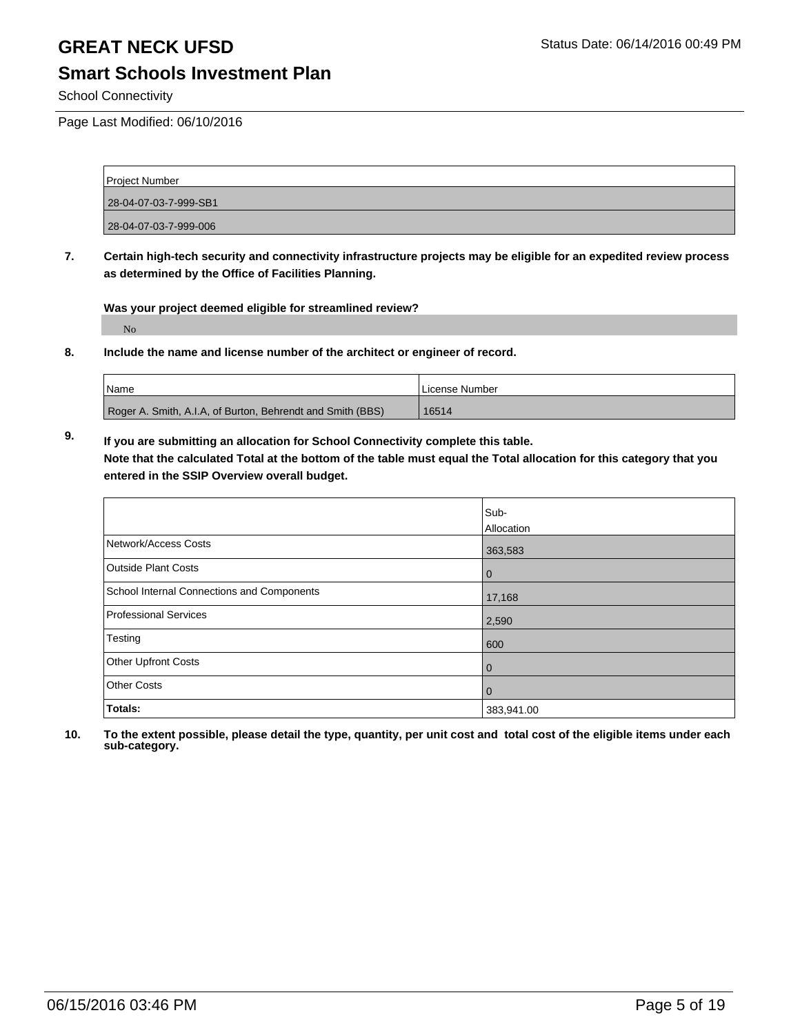# GREAT NECK UFSD

## Smart Schools Investment Plan

School Connectivity

Page Last Modified: 06/10/2016

| Project Number |
| --- |
| 28-04-07-03-7-999-SB1 |
| 28-04-07-03-7-999-006 |

**7. Certain high-tech security and connectivity infrastructure projects may be eligible for an expedited review process as determined by the Office of Facilities Planning.**

**Was your project deemed eligible for streamlined review?**

No

**8. Include the name and license number of the architect or engineer of record.**

| Name | License Number |
| --- | --- |
| Roger A. Smith, A.I.A, of Burton, Behrendt and Smith (BBS) | 16514 |

**9. If you are submitting an allocation for School Connectivity complete this table. Note that the calculated Total at the bottom of the table must equal the Total allocation for this category that you entered in the SSIP Overview overall budget.**

| | Sub-Allocation |
| --- | --- |
| Network/Access Costs | 363,583 |
| Outside Plant Costs | 0 |
| School Internal Connections and Components | 17,168 |
| Professional Services | 2,590 |
| Testing | 600 |
| Other Upfront Costs | 0 |
| Other Costs | 0 |
| **Totals:** | 383,941.00 |

**10. To the extent possible, please detail the type, quantity, per unit cost and total cost of the eligible items under each sub-category.**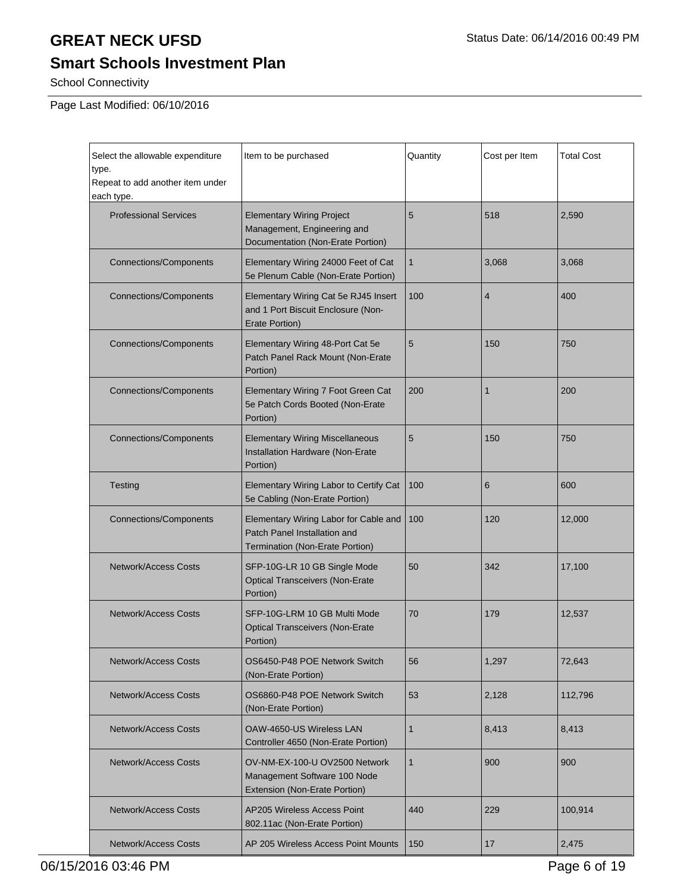# GREAT NECK UFSD

## Smart Schools Investment Plan

School Connectivity

Page Last Modified: 06/10/2016

| Select the allowable expenditure type. Repeat to add another item under each type. | Item to be purchased | Quantity | Cost per Item | Total Cost |
|---|---|---|---|---|
| Professional Services | Elementary Wiring Project Management, Engineering and Documentation (Non-Erate Portion) | 5 | 518 | 2,590 |
| Connections/Components | Elementary Wiring 24000 Feet of Cat 5e Plenum Cable (Non-Erate Portion) | 1 | 3,068 | 3,068 |
| Connections/Components | Elementary Wiring Cat 5e RJ45 Insert and 1 Port Biscuit Enclosure (Non-Erate Portion) | 100 | 4 | 400 |
| Connections/Components | Elementary Wiring 48-Port Cat 5e Patch Panel Rack Mount (Non-Erate Portion) | 5 | 150 | 750 |
| Connections/Components | Elementary Wiring 7 Foot Green Cat 5e Patch Cords Booted (Non-Erate Portion) | 200 | 1 | 200 |
| Connections/Components | Elementary Wiring Miscellaneous Installation Hardware (Non-Erate Portion) | 5 | 150 | 750 |
| Testing | Elementary Wiring Labor to Certify Cat 5e Cabling (Non-Erate Portion) | 100 | 6 | 600 |
| Connections/Components | Elementary Wiring Labor for Cable and Patch Panel Installation and Termination (Non-Erate Portion) | 100 | 120 | 12,000 |
| Network/Access Costs | SFP-10G-LR 10 GB Single Mode Optical Transceivers (Non-Erate Portion) | 50 | 342 | 17,100 |
| Network/Access Costs | SFP-10G-LRM 10 GB Multi Mode Optical Transceivers (Non-Erate Portion) | 70 | 179 | 12,537 |
| Network/Access Costs | OS6450-P48 POE Network Switch (Non-Erate Portion) | 56 | 1,297 | 72,643 |
| Network/Access Costs | OS6860-P48 POE Network Switch (Non-Erate Portion) | 53 | 2,128 | 112,796 |
| Network/Access Costs | OAW-4650-US Wireless LAN Controller 4650 (Non-Erate Portion) | 1 | 8,413 | 8,413 |
| Network/Access Costs | OV-NM-EX-100-U OV2500 Network Management Software 100 Node Extension (Non-Erate Portion) | 1 | 900 | 900 |
| Network/Access Costs | AP205 Wireless Access Point 802.11ac (Non-Erate Portion) | 440 | 229 | 100,914 |
| Network/Access Costs | AP 205 Wireless Access Point Mounts | 150 | 17 | 2,475 |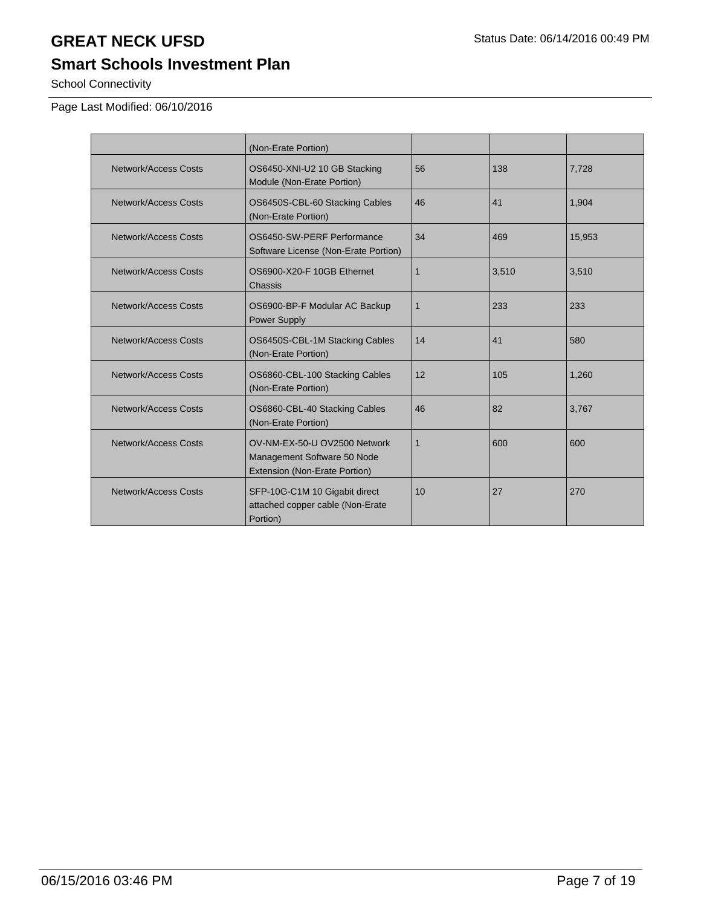# GREAT NECK UFSD

## Smart Schools Investment Plan

School Connectivity

Page Last Modified: 06/10/2016

| | | | | |
|---|---|---|---|---|
| | (Non-Erate Portion) | | | |
| Network/Access Costs | OS6450-XNI-U2 10 GB Stacking Module (Non-Erate Portion) | 56 | 138 | 7,728 |
| Network/Access Costs | OS6450S-CBL-60 Stacking Cables (Non-Erate Portion) | 46 | 41 | 1,904 |
| Network/Access Costs | OS6450-SW-PERF Performance Software License (Non-Erate Portion) | 34 | 469 | 15,953 |
| Network/Access Costs | OS6900-X20-F 10GB Ethernet Chassis | 1 | 3,510 | 3,510 |
| Network/Access Costs | OS6900-BP-F Modular AC Backup Power Supply | 1 | 233 | 233 |
| Network/Access Costs | OS6450S-CBL-1M Stacking Cables (Non-Erate Portion) | 14 | 41 | 580 |
| Network/Access Costs | OS6860-CBL-100 Stacking Cables (Non-Erate Portion) | 12 | 105 | 1,260 |
| Network/Access Costs | OS6860-CBL-40 Stacking Cables (Non-Erate Portion) | 46 | 82 | 3,767 |
| Network/Access Costs | OV-NM-EX-50-U OV2500 Network Management Software 50 Node Extension (Non-Erate Portion) | 1 | 600 | 600 |
| Network/Access Costs | SFP-10G-C1M 10 Gigabit direct attached copper cable (Non-Erate Portion) | 10 | 27 | 270 |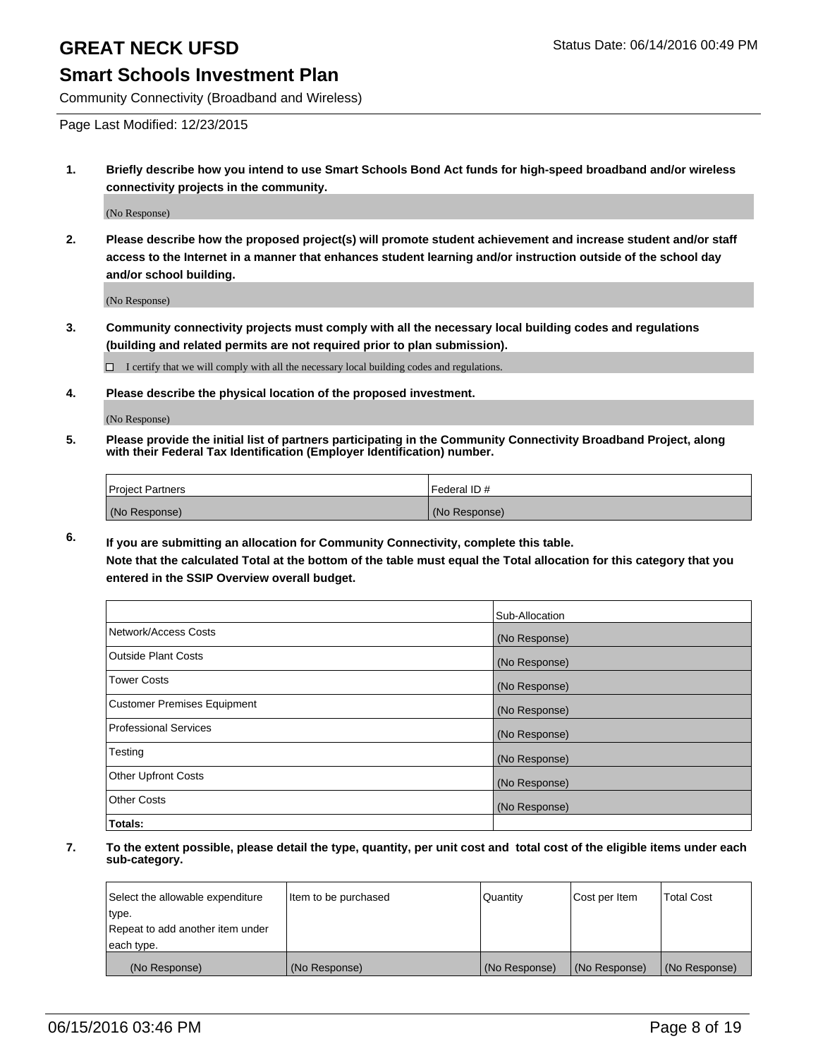# GREAT NECK UFSD

Status Date: 06/14/2016 00:49 PM

## Smart Schools Investment Plan

Community Connectivity (Broadband and Wireless)

Page Last Modified: 12/23/2015

**1. Briefly describe how you intend to use Smart Schools Bond Act funds for high-speed broadband and/or wireless connectivity projects in the community.**

(No Response)

**2. Please describe how the proposed project(s) will promote student achievement and increase student and/or staff access to the Internet in a manner that enhances student learning and/or instruction outside of the school day and/or school building.**

(No Response)

**3. Community connectivity projects must comply with all the necessary local building codes and regulations (building and related permits are not required prior to plan submission).**

☐ I certify that we will comply with all the necessary local building codes and regulations.

**4. Please describe the physical location of the proposed investment.**

(No Response)

**5. Please provide the initial list of partners participating in the Community Connectivity Broadband Project, along with their Federal Tax Identification (Employer Identification) number.**

| Project Partners | Federal ID # |
|---|---|
| (No Response) | (No Response) |

**6. If you are submitting an allocation for Community Connectivity, complete this table.**
**Note that the calculated Total at the bottom of the table must equal the Total allocation for this category that you entered in the SSIP Overview overall budget.**

| | Sub-Allocation |
|---|---|
| Network/Access Costs | (No Response) |
| Outside Plant Costs | (No Response) |
| Tower Costs | (No Response) |
| Customer Premises Equipment | (No Response) |
| Professional Services | (No Response) |
| Testing | (No Response) |
| Other Upfront Costs | (No Response) |
| Other Costs | (No Response) |
| **Totals:** | |

**7. To the extent possible, please detail the type, quantity, per unit cost and total cost of the eligible items under each sub-category.**

| Select the allowable expenditure type. Repeat to add another item under each type. | Item to be purchased | Quantity | Cost per Item | Total Cost |
|---|---|---|---|---|
| (No Response) | (No Response) | (No Response) | (No Response) | (No Response) |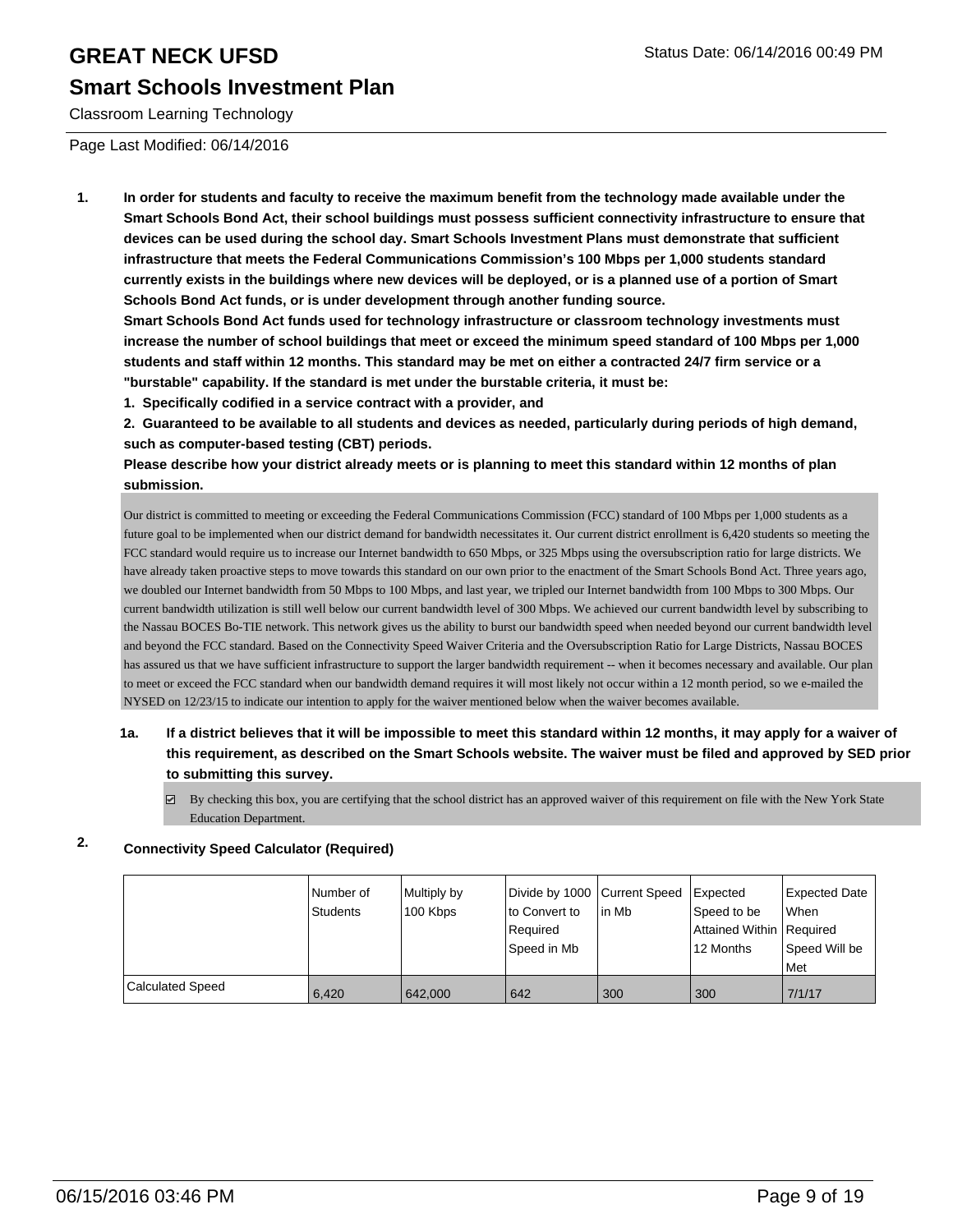# GREAT NECK UFSD

## Smart Schools Investment Plan

Classroom Learning Technology

Page Last Modified: 06/14/2016

**1. In order for students and faculty to receive the maximum benefit from the technology made available under the Smart Schools Bond Act, their school buildings must possess sufficient connectivity infrastructure to ensure that devices can be used during the school day. Smart Schools Investment Plans must demonstrate that sufficient infrastructure that meets the Federal Communications Commission's 100 Mbps per 1,000 students standard currently exists in the buildings where new devices will be deployed, or is a planned use of a portion of Smart Schools Bond Act funds, or is under development through another funding source.**

**Smart Schools Bond Act funds used for technology infrastructure or classroom technology investments must increase the number of school buildings that meet or exceed the minimum speed standard of 100 Mbps per 1,000 students and staff within 12 months. This standard may be met on either a contracted 24/7 firm service or a "burstable" capability. If the standard is met under the burstable criteria, it must be:**

**1. Specifically codified in a service contract with a provider, and**

**2. Guaranteed to be available to all students and devices as needed, particularly during periods of high demand, such as computer-based testing (CBT) periods.**

**Please describe how your district already meets or is planning to meet this standard within 12 months of plan submission.**

Our district is committed to meeting or exceeding the Federal Communications Commission (FCC) standard of 100 Mbps per 1,000 students as a future goal to be implemented when our district demand for bandwidth necessitates it. Our current district enrollment is 6,420 students so meeting the FCC standard would require us to increase our Internet bandwidth to 650 Mbps, or 325 Mbps using the oversubscription ratio for large districts. We have already taken proactive steps to move towards this standard on our own prior to the enactment of the Smart Schools Bond Act. Three years ago, we doubled our Internet bandwidth from 50 Mbps to 100 Mbps, and last year, we tripled our Internet bandwidth from 100 Mbps to 300 Mbps. Our current bandwidth utilization is still well below our current bandwidth level of 300 Mbps. We achieved our current bandwidth level by subscribing to the Nassau BOCES Bo-TIE network. This network gives us the ability to burst our bandwidth speed when needed beyond our current bandwidth level and beyond the FCC standard. Based on the Connectivity Speed Waiver Criteria and the Oversubscription Ratio for Large Districts, Nassau BOCES has assured us that we have sufficient infrastructure to support the larger bandwidth requirement -- when it becomes necessary and available. Our plan to meet or exceed the FCC standard when our bandwidth demand requires it will most likely not occur within a 12 month period, so we e-mailed the NYSED on 12/23/15 to indicate our intention to apply for the waiver mentioned below when the waiver becomes available.

**1a. If a district believes that it will be impossible to meet this standard within 12 months, it may apply for a waiver of this requirement, as described on the Smart Schools website. The waiver must be filed and approved by SED prior to submitting this survey.**

☑ By checking this box, you are certifying that the school district has an approved waiver of this requirement on file with the New York State Education Department.

**2. Connectivity Speed Calculator (Required)**

| | Number of Students | Multiply by 100 Kbps | Divide by 1000 to Convert to Required Speed in Mb | Current Speed in Mb | Expected Speed to be Attained Within 12 Months | Expected Date When Required Speed Will be Met |
|---|---|---|---|---|---|---|
| Calculated Speed | 6,420 | 642,000 | 642 | 300 | 300 | 7/1/17 |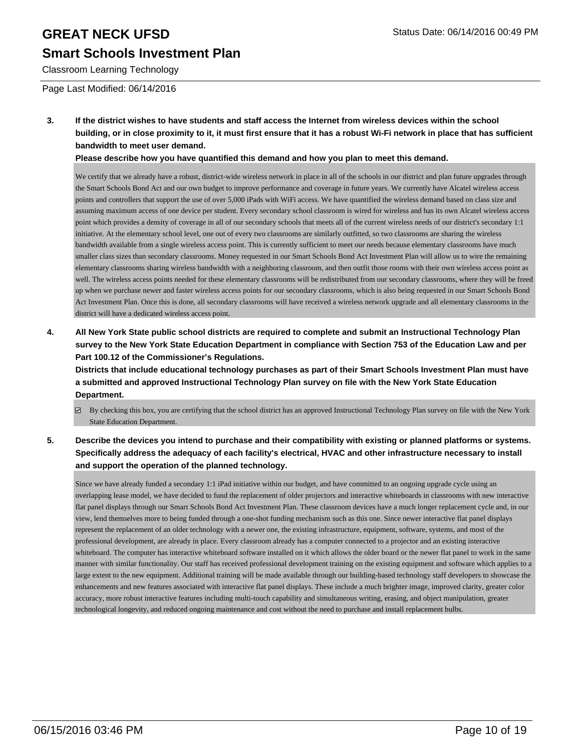**3. If the district wishes to have students and staff access the Internet from wireless devices within the school building, or in close proximity to it, it must first ensure that it has a robust Wi-Fi network in place that has sufficient bandwidth to meet user demand.**

**Please describe how you have quantified this demand and how you plan to meet this demand.**

We certify that we already have a robust, district-wide wireless network in place in all of the schools in our district and plan future upgrades through the Smart Schools Bond Act and our own budget to improve performance and coverage in future years. We currently have Alcatel wireless access points and controllers that support the use of over 5,000 iPads with WiFi access. We have quantified the wireless demand based on class size and assuming maximum access of one device per student. Every secondary school classroom is wired for wireless and has its own Alcatel wireless access point which provides a density of coverage in all of our secondary schools that meets all of the current wireless needs of our district's secondary 1:1 initiative. At the elementary school level, one out of every two classrooms are similarly outfitted, so two classrooms are sharing the wireless bandwidth available from a single wireless access point. This is currently sufficient to meet our needs because elementary classrooms have much smaller class sizes than secondary classrooms. Money requested in our Smart Schools Bond Act Investment Plan will allow us to wire the remaining elementary classrooms sharing wireless bandwidth with a neighboring classroom, and then outfit those rooms with their own wireless access point as well. The wireless access points needed for these elementary classrooms will be redistributed from our secondary classrooms, where they will be freed up when we purchase newer and faster wireless access points for our secondary classrooms, which is also being requested in our Smart Schools Bond Act Investment Plan. Once this is done, all secondary classrooms will have received a wireless network upgrade and all elementary classrooms in the district will have a dedicated wireless access point.

**4. All New York State public school districts are required to complete and submit an Instructional Technology Plan survey to the New York State Education Department in compliance with Section 753 of the Education Law and per Part 100.12 of the Commissioner's Regulations.**

**Districts that include educational technology purchases as part of their Smart Schools Investment Plan must have a submitted and approved Instructional Technology Plan survey on file with the New York State Education Department.**

- [x] By checking this box, you are certifying that the school district has an approved Instructional Technology Plan survey on file with the New York State Education Department.

**5. Describe the devices you intend to purchase and their compatibility with existing or planned platforms or systems. Specifically address the adequacy of each facility's electrical, HVAC and other infrastructure necessary to install and support the operation of the planned technology.**

Since we have already funded a secondary 1:1 iPad initiative within our budget, and have committed to an ongoing upgrade cycle using an overlapping lease model, we have decided to fund the replacement of older projectors and interactive whiteboards in classrooms with new interactive flat panel displays through our Smart Schools Bond Act Investment Plan. These classroom devices have a much longer replacement cycle and, in our view, lend themselves more to being funded through a one-shot funding mechanism such as this one. Since newer interactive flat panel displays represent the replacement of an older technology with a newer one, the existing infrastructure, equipment, software, systems, and most of the professional development, are already in place. Every classroom already has a computer connected to a projector and an existing interactive whiteboard. The computer has interactive whiteboard software installed on it which allows the older board or the newer flat panel to work in the same manner with similar functionality. Our staff has received professional development training on the existing equipment and software which applies to a large extent to the new equipment. Additional training will be made available through our building-based technology staff developers to showcase the enhancements and new features associated with interactive flat panel displays. These include a much brighter image, improved clarity, greater color accuracy, more robust interactive features including multi-touch capability and simultaneous writing, erasing, and object manipulation, greater technological longevity, and reduced ongoing maintenance and cost without the need to purchase and install replacement bulbs.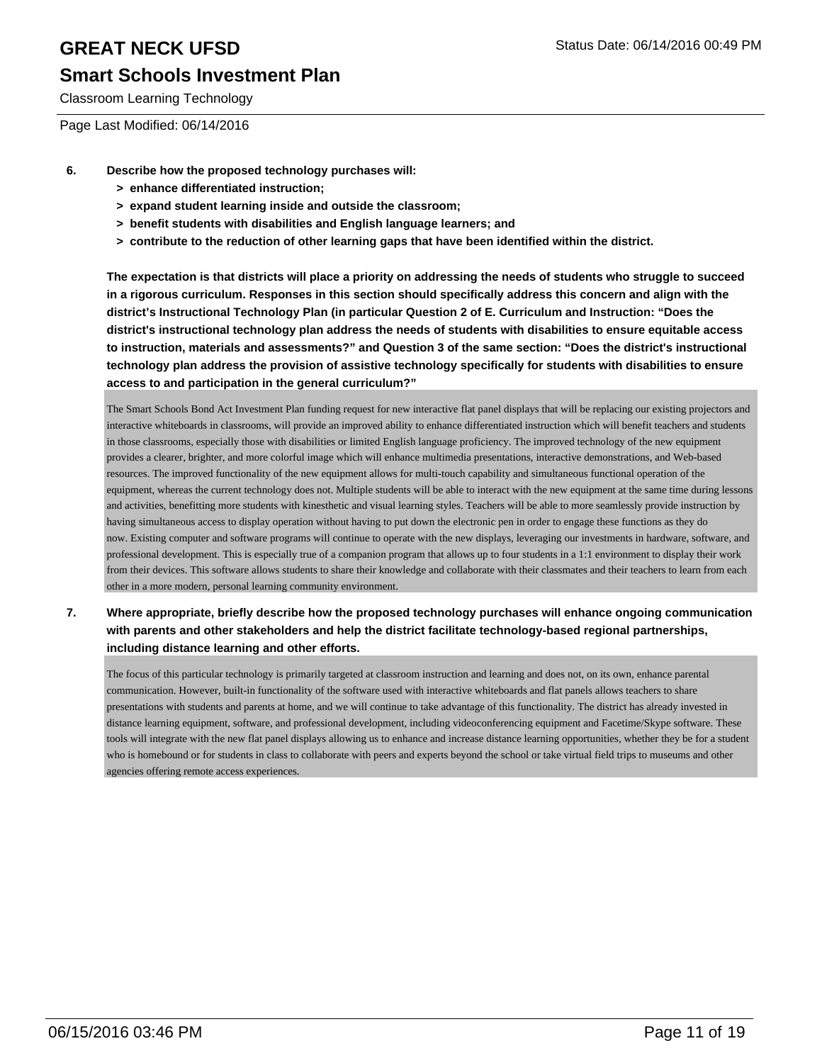6. **Describe how the proposed technology purchases will:**
   - **> enhance differentiated instruction;**
   - **> expand student learning inside and outside the classroom;**
   - **> benefit students with disabilities and English language learners; and**
   - **> contribute to the reduction of other learning gaps that have been identified within the district.**

   **The expectation is that districts will place a priority on addressing the needs of students who struggle to succeed in a rigorous curriculum. Responses in this section should specifically address this concern and align with the district's Instructional Technology Plan (in particular Question 2 of E. Curriculum and Instruction: "Does the district's instructional technology plan address the needs of students with disabilities to ensure equitable access to instruction, materials and assessments?" and Question 3 of the same section: "Does the district's instructional technology plan address the provision of assistive technology specifically for students with disabilities to ensure access to and participation in the general curriculum?"**

   The Smart Schools Bond Act Investment Plan funding request for new interactive flat panel displays that will be replacing our existing projectors and interactive whiteboards in classrooms, will provide an improved ability to enhance differentiated instruction which will benefit teachers and students in those classrooms, especially those with disabilities or limited English language proficiency. The improved technology of the new equipment provides a clearer, brighter, and more colorful image which will enhance multimedia presentations, interactive demonstrations, and Web-based resources. The improved functionality of the new equipment allows for multi-touch capability and simultaneous functional operation of the equipment, whereas the current technology does not. Multiple students will be able to interact with the new equipment at the same time during lessons and activities, benefitting more students with kinesthetic and visual learning styles. Teachers will be able to more seamlessly provide instruction by having simultaneous access to display operation without having to put down the electronic pen in order to engage these functions as they do now. Existing computer and software programs will continue to operate with the new displays, leveraging our investments in hardware, software, and professional development. This is especially true of a companion program that allows up to four students in a 1:1 environment to display their work from their devices. This software allows students to share their knowledge and collaborate with their classmates and their teachers to learn from each other in a more modern, personal learning community environment.

7. **Where appropriate, briefly describe how the proposed technology purchases will enhance ongoing communication with parents and other stakeholders and help the district facilitate technology-based regional partnerships, including distance learning and other efforts.**

   The focus of this particular technology is primarily targeted at classroom instruction and learning and does not, on its own, enhance parental communication. However, built-in functionality of the software used with interactive whiteboards and flat panels allows teachers to share presentations with students and parents at home, and we will continue to take advantage of this functionality. The district has already invested in distance learning equipment, software, and professional development, including videoconferencing equipment and Facetime/Skype software. These tools will integrate with the new flat panel displays allowing us to enhance and increase distance learning opportunities, whether they be for a student who is homebound or for students in class to collaborate with peers and experts beyond the school or take virtual field trips to museums and other agencies offering remote access experiences.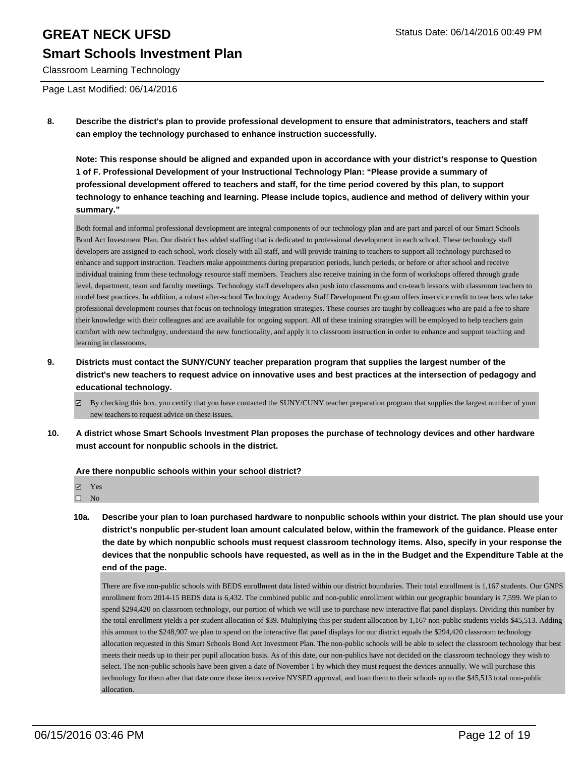# GREAT NECK UFSD

## Smart Schools Investment Plan

Classroom Learning Technology

Page Last Modified: 06/14/2016

**8. Describe the district's plan to provide professional development to ensure that administrators, teachers and staff can employ the technology purchased to enhance instruction successfully.**

**Note: This response should be aligned and expanded upon in accordance with your district's response to Question 1 of F. Professional Development of your Instructional Technology Plan: "Please provide a summary of professional development offered to teachers and staff, for the time period covered by this plan, to support technology to enhance teaching and learning. Please include topics, audience and method of delivery within your summary."**

Both formal and informal professional development are integral components of our technology plan and are part and parcel of our Smart Schools Bond Act Investment Plan. Our district has added staffing that is dedicated to professional development in each school. These technology staff developers are assigned to each school, work closely with all staff, and will provide training to teachers to support all technology purchased to enhance and support instruction. Teachers make appointments during preparation periods, lunch periods, or before or after school and receive individual training from these technology resource staff members. Teachers also receive training in the form of workshops offered through grade level, department, team and faculty meetings. Technology staff developers also push into classrooms and co-teach lessons with classroom teachers to model best practices. In addition, a robust after-school Technology Academy Staff Development Program offers inservice credit to teachers who take professional development courses that focus on technology integration strategies. These courses are taught by colleagues who are paid a fee to share their knowledge with their colleagues and are available for ongoing support. All of these training strategies will be employed to help teachers gain comfort with new technolgoy, understand the new functionality, and apply it to classroom instruction in order to enhance and support teaching and learning in classrooms.

**9. Districts must contact the SUNY/CUNY teacher preparation program that supplies the largest number of the district's new teachers to request advice on innovative uses and best practices at the intersection of pedagogy and educational technology.**

☑ By checking this box, you certify that you have contacted the SUNY/CUNY teacher preparation program that supplies the largest number of your new teachers to request advice on these issues.

**10. A district whose Smart Schools Investment Plan proposes the purchase of technology devices and other hardware must account for nonpublic schools in the district.**

**Are there nonpublic schools within your school district?**

☑ Yes
☐ No

**10a. Describe your plan to loan purchased hardware to nonpublic schools within your district. The plan should use your district's nonpublic per-student loan amount calculated below, within the framework of the guidance. Please enter the date by which nonpublic schools must request classroom technology items. Also, specify in your response the devices that the nonpublic schools have requested, as well as in the in the Budget and the Expenditure Table at the end of the page.**

There are five non-public schools with BEDS enrollment data listed within our district boundaries. Their total enrollment is 1,167 students. Our GNPS enrollment from 2014-15 BEDS data is 6,432. The combined public and non-public enrollment within our geographic boundary is 7,599. We plan to spend $294,420 on classroom technology, our portion of which we will use to purchase new interactive flat panel displays. Dividing this number by the total enrollment yields a per student allocation of $39. Multiplying this per student allocation by 1,167 non-public students yields $45,513. Adding this amount to the $248,907 we plan to spend on the interactive flat panel displays for our district equals the $294,420 classroom technology allocation requested in this Smart Schools Bond Act Investment Plan. The non-public schools will be able to select the classroom technology that best meets their needs up to their per pupil allocation basis. As of this date, our non-publics have not decided on the classroom technology they wish to select. The non-public schools have been given a date of November 1 by which they must request the devices annually. We will purchase this technology for them after that date once those items receive NYSED approval, and loan them to their schools up to the $45,513 total non-public allocation.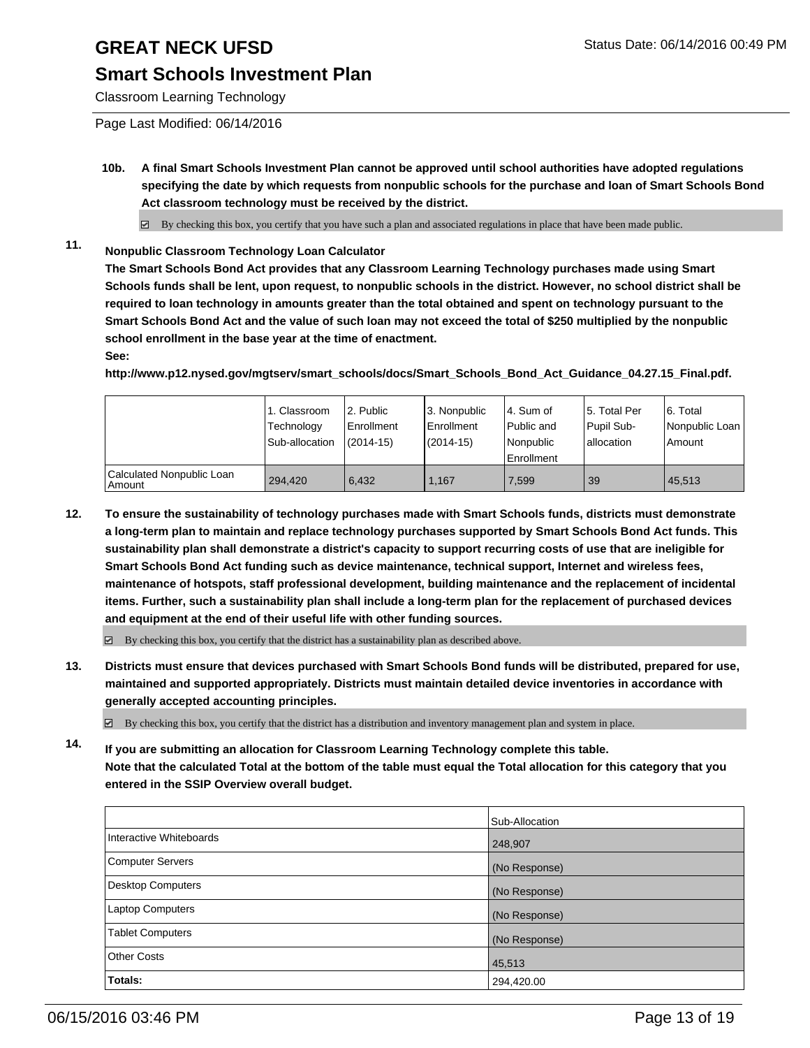# GREAT NECK UFSD

## Smart Schools Investment Plan

Classroom Learning Technology

Page Last Modified: 06/14/2016

**10b. A final Smart Schools Investment Plan cannot be approved until school authorities have adopted regulations specifying the date by which requests from nonpublic schools for the purchase and loan of Smart Schools Bond Act classroom technology must be received by the district.**

☑ By checking this box, you certify that you have such a plan and associated regulations in place that have been made public.

**11. Nonpublic Classroom Technology Loan Calculator**

**The Smart Schools Bond Act provides that any Classroom Learning Technology purchases made using Smart Schools funds shall be lent, upon request, to nonpublic schools in the district. However, no school district shall be required to loan technology in amounts greater than the total obtained and spent on technology pursuant to the Smart Schools Bond Act and the value of such loan may not exceed the total of $250 multiplied by the nonpublic school enrollment in the base year at the time of enactment.**

**See:**

**http://www.p12.nysed.gov/mgtserv/smart_schools/docs/Smart_Schools_Bond_Act_Guidance_04.27.15_Final.pdf.**

| | 1. Classroom Technology Sub-allocation | 2. Public Enrollment (2014-15) | 3. Nonpublic Enrollment (2014-15) | 4. Sum of Public and Nonpublic Enrollment | 5. Total Per Pupil Sub-allocation | 6. Total Nonpublic Loan Amount |
|---|---|---|---|---|---|---|
| Calculated Nonpublic Loan Amount | 294,420 | 6,432 | 1,167 | 7,599 | 39 | 45,513 |

**12. To ensure the sustainability of technology purchases made with Smart Schools funds, districts must demonstrate a long-term plan to maintain and replace technology purchases supported by Smart Schools Bond Act funds. This sustainability plan shall demonstrate a district's capacity to support recurring costs of use that are ineligible for Smart Schools Bond Act funding such as device maintenance, technical support, Internet and wireless fees, maintenance of hotspots, staff professional development, building maintenance and the replacement of incidental items. Further, such a sustainability plan shall include a long-term plan for the replacement of purchased devices and equipment at the end of their useful life with other funding sources.**

☑ By checking this box, you certify that the district has a sustainability plan as described above.

**13. Districts must ensure that devices purchased with Smart Schools Bond funds will be distributed, prepared for use, maintained and supported appropriately. Districts must maintain detailed device inventories in accordance with generally accepted accounting principles.**

☑ By checking this box, you certify that the district has a distribution and inventory management plan and system in place.

**14. If you are submitting an allocation for Classroom Learning Technology complete this table. Note that the calculated Total at the bottom of the table must equal the Total allocation for this category that you entered in the SSIP Overview overall budget.**

| | Sub-Allocation |
|---|---|
| Interactive Whiteboards | 248,907 |
| Computer Servers | (No Response) |
| Desktop Computers | (No Response) |
| Laptop Computers | (No Response) |
| Tablet Computers | (No Response) |
| Other Costs | 45,513 |
| **Totals:** | 294,420.00 |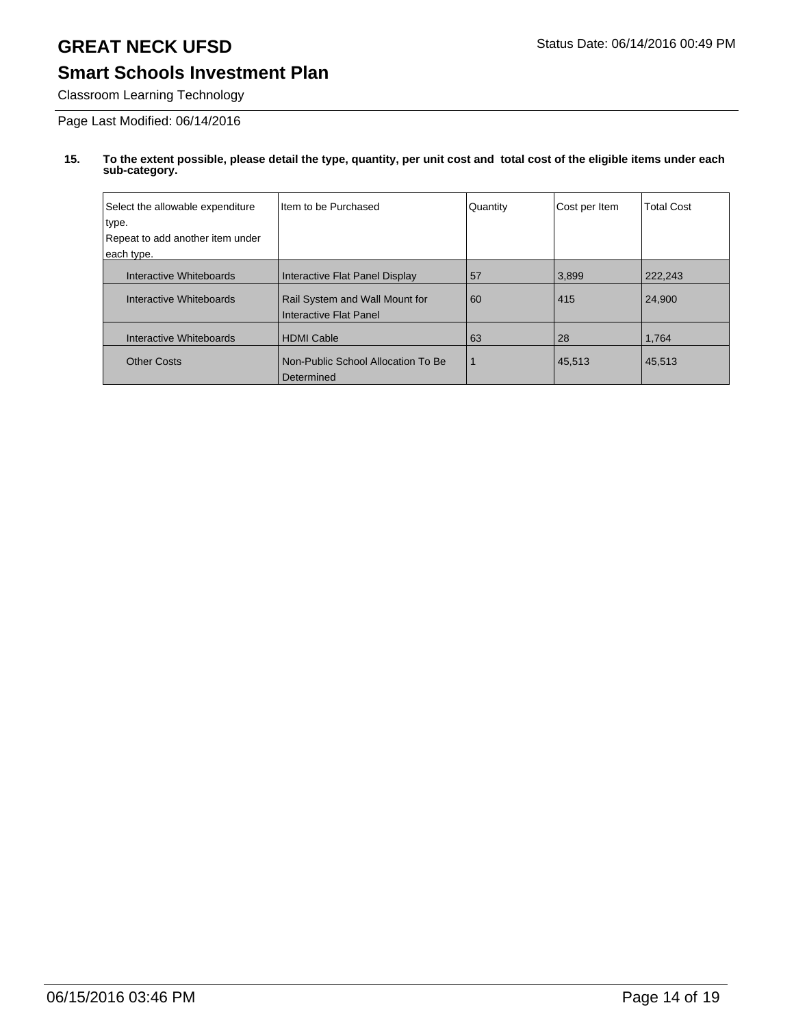# GREAT NECK UFSD

## Smart Schools Investment Plan

Classroom Learning Technology

Page Last Modified: 06/14/2016

**15. To the extent possible, please detail the type, quantity, per unit cost and total cost of the eligible items under each sub-category.**

| Select the allowable expenditure type. Repeat to add another item under each type. | Item to be Purchased | Quantity | Cost per Item | Total Cost |
|---|---|---|---|---|
| Interactive Whiteboards | Interactive Flat Panel Display | 57 | 3,899 | 222,243 |
| Interactive Whiteboards | Rail System and Wall Mount for Interactive Flat Panel | 60 | 415 | 24,900 |
| Interactive Whiteboards | HDMI Cable | 63 | 28 | 1,764 |
| Other Costs | Non-Public School Allocation To Be Determined | 1 | 45,513 | 45,513 |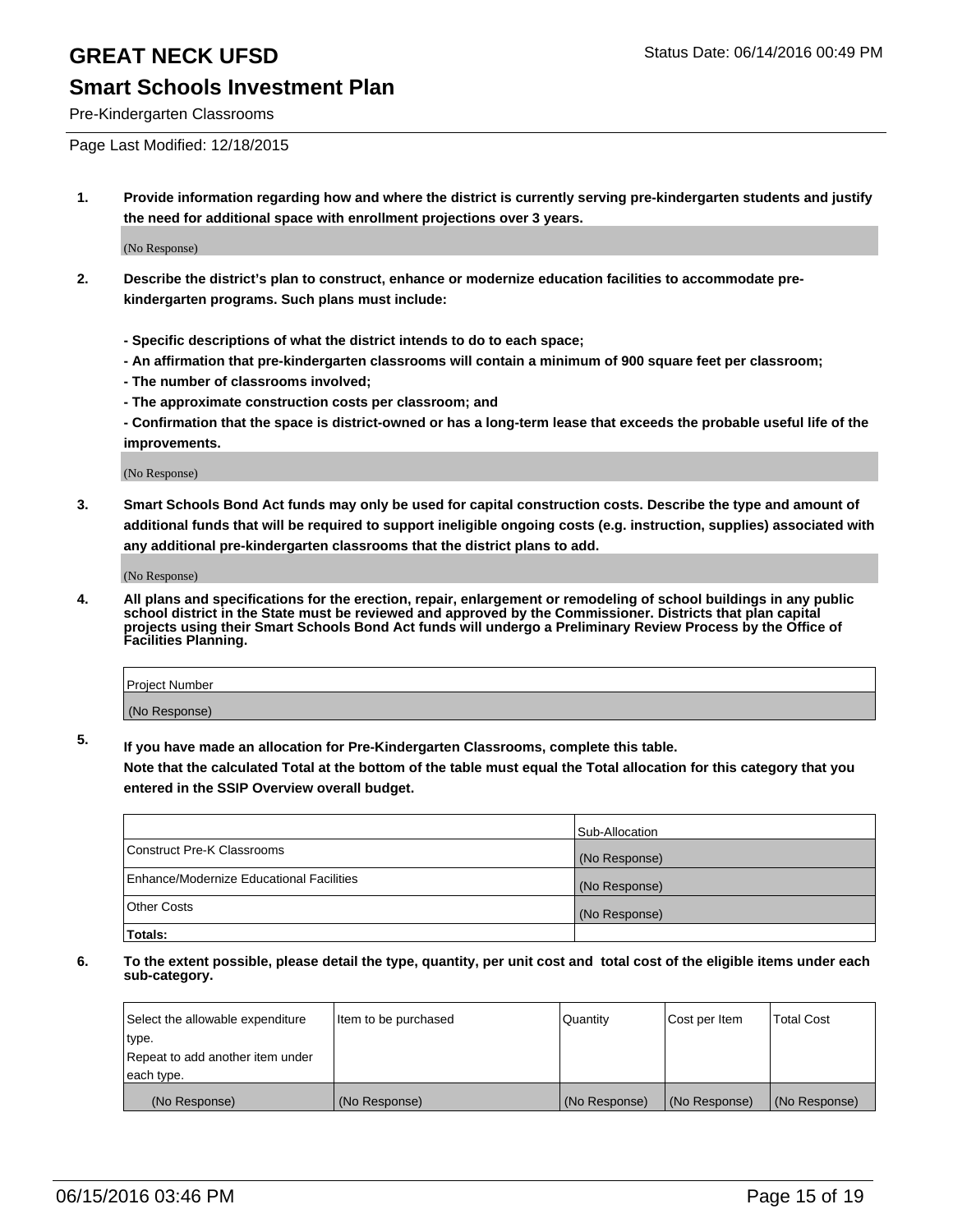# GREAT NECK UFSD

Status Date: 06/14/2016 00:49 PM

## Smart Schools Investment Plan

Pre-Kindergarten Classrooms

Page Last Modified: 12/18/2015

**1. Provide information regarding how and where the district is currently serving pre-kindergarten students and justify the need for additional space with enrollment projections over 3 years.**

(No Response)

**2. Describe the district's plan to construct, enhance or modernize education facilities to accommodate pre-kindergarten programs. Such plans must include:**

**- Specific descriptions of what the district intends to do to each space;**

**- An affirmation that pre-kindergarten classrooms will contain a minimum of 900 square feet per classroom;**

**- The number of classrooms involved;**

**- The approximate construction costs per classroom; and**

**- Confirmation that the space is district-owned or has a long-term lease that exceeds the probable useful life of the improvements.**

(No Response)

**3. Smart Schools Bond Act funds may only be used for capital construction costs. Describe the type and amount of additional funds that will be required to support ineligible ongoing costs (e.g. instruction, supplies) associated with any additional pre-kindergarten classrooms that the district plans to add.**

(No Response)

**4. All plans and specifications for the erection, repair, enlargement or remodeling of school buildings in any public school district in the State must be reviewed and approved by the Commissioner. Districts that plan capital projects using their Smart Schools Bond Act funds will undergo a Preliminary Review Process by the Office of Facilities Planning.**

| Project Number |
| --- |
| (No Response) |

**5. If you have made an allocation for Pre-Kindergarten Classrooms, complete this table.**
**Note that the calculated Total at the bottom of the table must equal the Total allocation for this category that you entered in the SSIP Overview overall budget.**

| | Sub-Allocation |
| --- | --- |
| Construct Pre-K Classrooms | (No Response) |
| Enhance/Modernize Educational Facilities | (No Response) |
| Other Costs | (No Response) |
| **Totals:** | |

**6. To the extent possible, please detail the type, quantity, per unit cost and total cost of the eligible items under each sub-category.**

| Select the allowable expenditure type. Repeat to add another item under each type. | Item to be purchased | Quantity | Cost per Item | Total Cost |
| --- | --- | --- | --- | --- |
| (No Response) | (No Response) | (No Response) | (No Response) | (No Response) |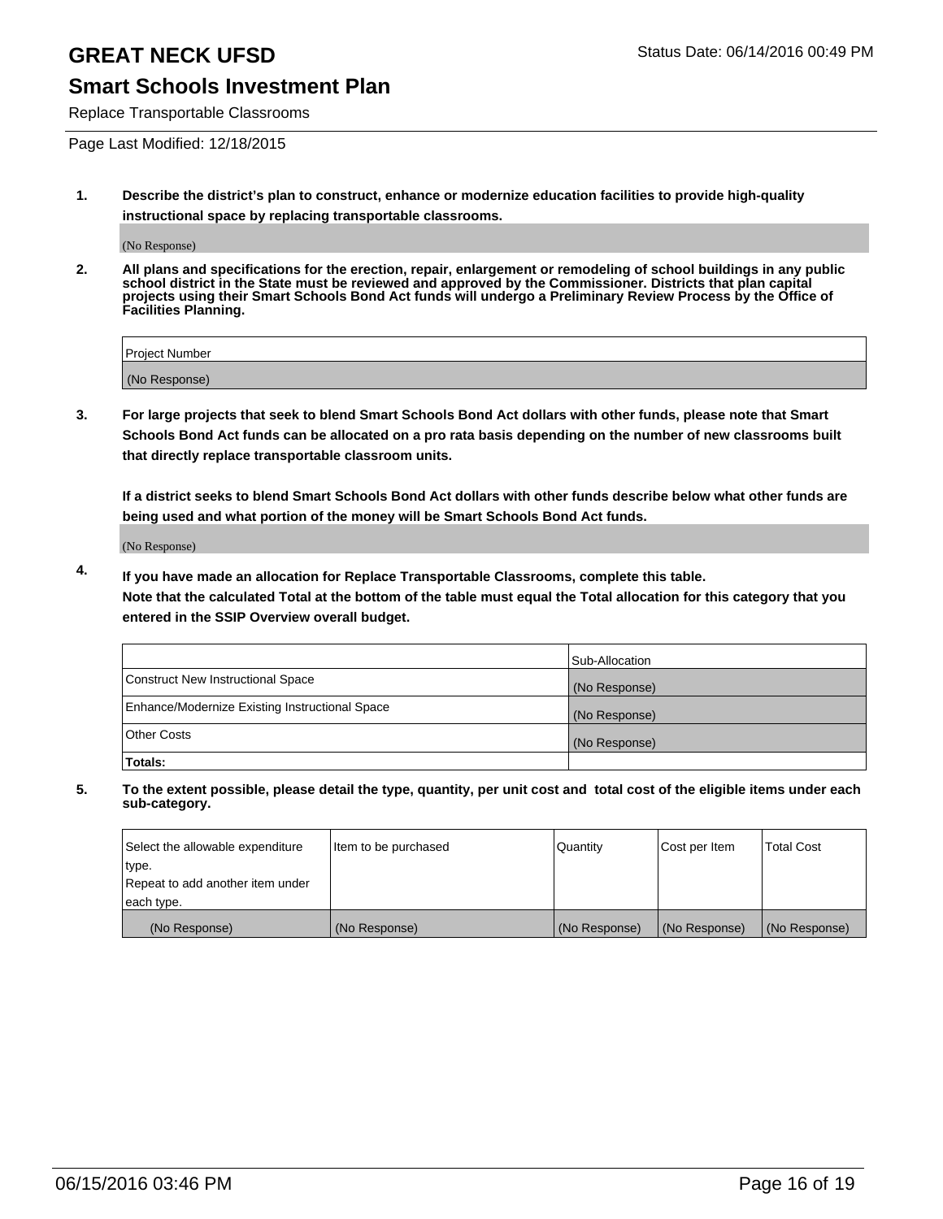# GREAT NECK UFSD

Status Date: 06/14/2016 00:49 PM

## Smart Schools Investment Plan

Replace Transportable Classrooms

Page Last Modified: 12/18/2015

**1. Describe the district's plan to construct, enhance or modernize education facilities to provide high-quality instructional space by replacing transportable classrooms.**

(No Response)

**2. All plans and specifications for the erection, repair, enlargement or remodeling of school buildings in any public school district in the State must be reviewed and approved by the Commissioner. Districts that plan capital projects using their Smart Schools Bond Act funds will undergo a Preliminary Review Process by the Office of Facilities Planning.**

| Project Number |
|---|
| (No Response) |

**3. For large projects that seek to blend Smart Schools Bond Act dollars with other funds, please note that Smart Schools Bond Act funds can be allocated on a pro rata basis depending on the number of new classrooms built that directly replace transportable classroom units.**

**If a district seeks to blend Smart Schools Bond Act dollars with other funds describe below what other funds are being used and what portion of the money will be Smart Schools Bond Act funds.**

(No Response)

**4. If you have made an allocation for Replace Transportable Classrooms, complete this table. Note that the calculated Total at the bottom of the table must equal the Total allocation for this category that you entered in the SSIP Overview overall budget.**

| | Sub-Allocation |
|---|---|
| Construct New Instructional Space | (No Response) |
| Enhance/Modernize Existing Instructional Space | (No Response) |
| Other Costs | (No Response) |
| **Totals:** | |

**5. To the extent possible, please detail the type, quantity, per unit cost and total cost of the eligible items under each sub-category.**

| Select the allowable expenditure type. Repeat to add another item under each type. | Item to be purchased | Quantity | Cost per Item | Total Cost |
|---|---|---|---|---|
| (No Response) | (No Response) | (No Response) | (No Response) | (No Response) |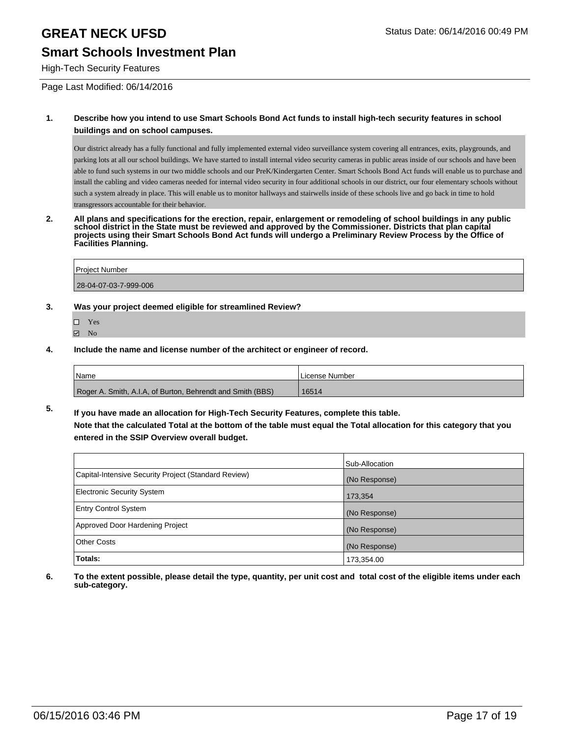# GREAT NECK UFSD

Status Date: 06/14/2016 00:49 PM

## Smart Schools Investment Plan

High-Tech Security Features

Page Last Modified: 06/14/2016

**1. Describe how you intend to use Smart Schools Bond Act funds to install high-tech security features in school buildings and on school campuses.**

Our district already has a fully functional and fully implemented external video surveillance system covering all entrances, exits, playgrounds, and parking lots at all our school buildings. We have started to install internal video security cameras in public areas inside of our schools and have been able to fund such systems in our two middle schools and our PreK/Kindergarten Center. Smart Schools Bond Act funds will enable us to purchase and install the cabling and video cameras needed for internal video security in four additional schools in our district, our four elementary schools without such a system already in place. This will enable us to monitor hallways and stairwells inside of these schools live and go back in time to hold transgressors accountable for their behavior.

**2. All plans and specifications for the erection, repair, enlargement or remodeling of school buildings in any public school district in the State must be reviewed and approved by the Commissioner. Districts that plan capital projects using their Smart Schools Bond Act funds will undergo a Preliminary Review Process by the Office of Facilities Planning.**

| Project Number |
|---|
| 28-04-07-03-7-999-006 |

**3. Was your project deemed eligible for streamlined Review?**

- ☐ Yes
- ☑ No

**4. Include the name and license number of the architect or engineer of record.**

| Name | License Number |
|---|---|
| Roger A. Smith, A.I.A, of Burton, Behrendt and Smith (BBS) | 16514 |

**5. If you have made an allocation for High-Tech Security Features, complete this table.**
**Note that the calculated Total at the bottom of the table must equal the Total allocation for this category that you entered in the SSIP Overview overall budget.**

| | Sub-Allocation |
|---|---|
| Capital-Intensive Security Project (Standard Review) | (No Response) |
| Electronic Security System | 173,354 |
| Entry Control System | (No Response) |
| Approved Door Hardening Project | (No Response) |
| Other Costs | (No Response) |
| **Totals:** | 173,354.00 |

**6. To the extent possible, please detail the type, quantity, per unit cost and total cost of the eligible items under each sub-category.**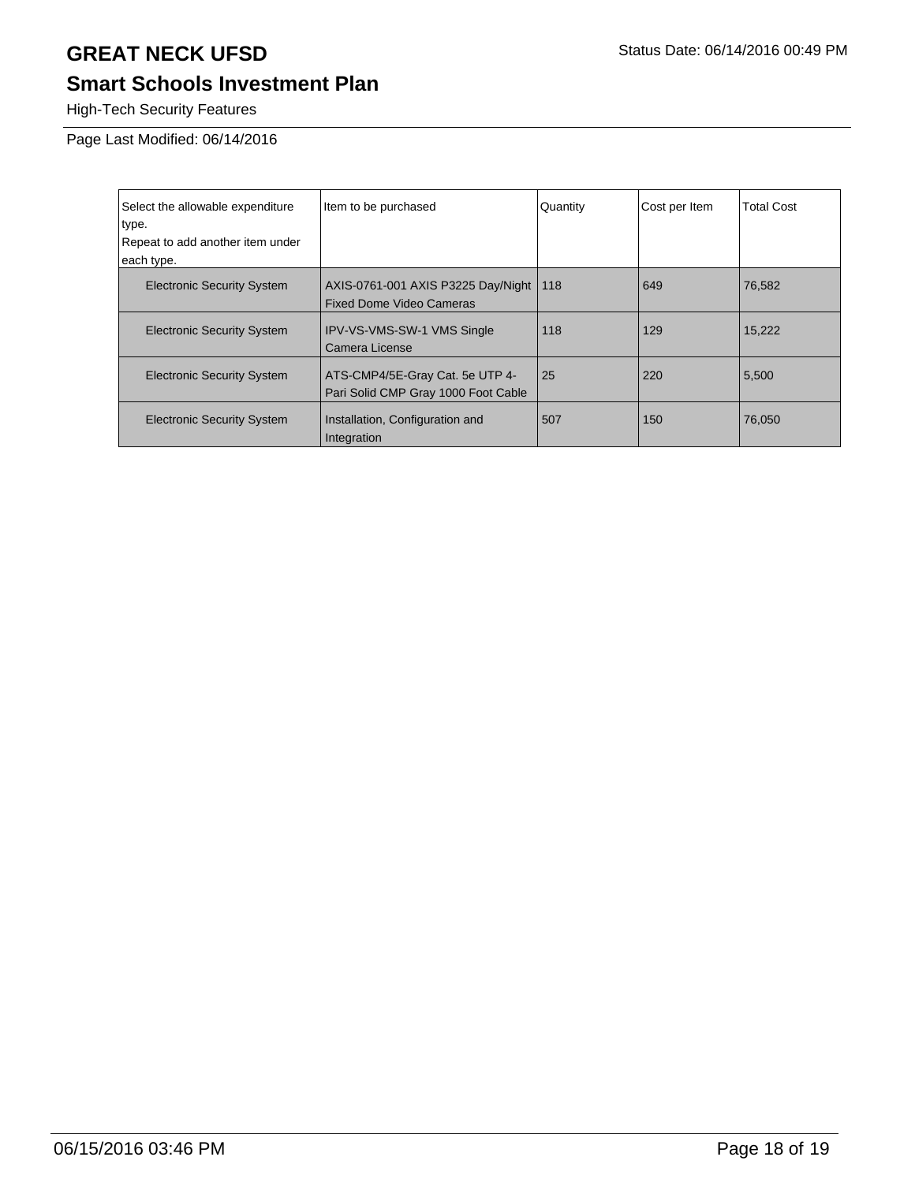# GREAT NECK UFSD

Status Date: 06/14/2016 00:49 PM

## Smart Schools Investment Plan

High-Tech Security Features

Page Last Modified: 06/14/2016

| Select the allowable expenditure type.<br>Repeat to add another item under each type. | Item to be purchased | Quantity | Cost per Item | Total Cost |
|---|---|---|---|---|
| Electronic Security System | AXIS-0761-001 AXIS P3225 Day/Night Fixed Dome Video Cameras | 118 | 649 | 76,582 |
| Electronic Security System | IPV-VS-VMS-SW-1 VMS Single Camera License | 118 | 129 | 15,222 |
| Electronic Security System | ATS-CMP4/5E-Gray Cat. 5e UTP 4-Pari Solid CMP Gray 1000 Foot Cable | 25 | 220 | 5,500 |
| Electronic Security System | Installation, Configuration and Integration | 507 | 150 | 76,050 |